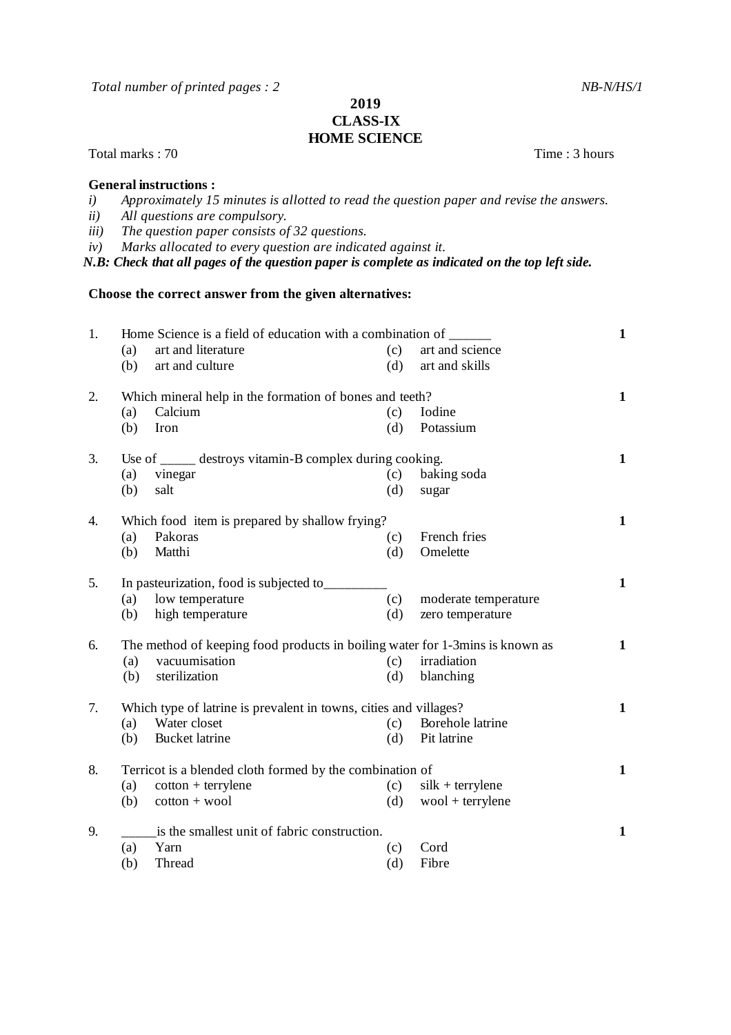*Total number of printed pages : 2* *NB-N/HS/1*

# 2019
# CLASS-IX
# HOME SCIENCE

Total marks : 70 Time : 3 hours

**General instructions :**

*i) Approximately 15 minutes is allotted to read the question paper and revise the answers.*
*ii) All questions are compulsory.*
*iii) The question paper consists of 32 questions.*
*iv) Marks allocated to every question are indicated against it.*

***N.B: Check that all pages of the question paper is complete as indicated on the top left side.***

**Choose the correct answer from the given alternatives:**

1. Home Science is a field of education with a combination of ______ **1**
   - (a) art and literature
   - (b) art and culture
   - (c) art and science
   - (d) art and skills

2. Which mineral help in the formation of bones and teeth? **1**
   - (a) Calcium
   - (b) Iron
   - (c) Iodine
   - (d) Potassium

3. Use of _____ destroys vitamin-B complex during cooking. **1**
   - (a) vinegar
   - (b) salt
   - (c) baking soda
   - (d) sugar

4. Which food item is prepared by shallow frying? **1**
   - (a) Pakoras
   - (b) Matthi
   - (c) French fries
   - (d) Omelette

5. In pasteurization, food is subjected to_________ **1**
   - (a) low temperature
   - (b) high temperature
   - (c) moderate temperature
   - (d) zero temperature

6. The method of keeping food products in boiling water for 1-3mins is known as **1**
   - (a) vacuumisation
   - (b) sterilization
   - (c) irradiation
   - (d) blanching

7. Which type of latrine is prevalent in towns, cities and villages? **1**
   - (a) Water closet
   - (b) Bucket latrine
   - (c) Borehole latrine
   - (d) Pit latrine

8. Terricot is a blended cloth formed by the combination of **1**
   - (a) cotton + terrylene
   - (b) cotton + wool
   - (c) silk + terrylene
   - (d) wool + terrylene

9. _____is the smallest unit of fabric construction. **1**
   - (a) Yarn
   - (b) Thread
   - (c) Cord
   - (d) Fibre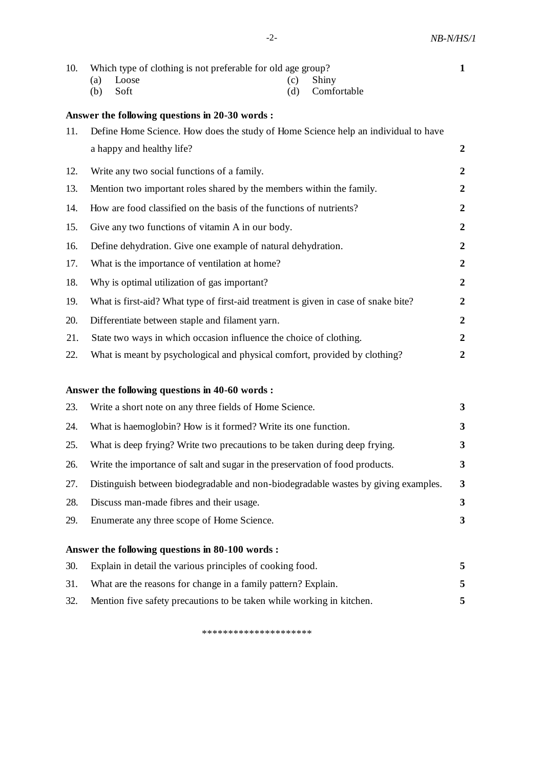10. Which type of clothing is not preferable for old age group? **1**
    (a) Loose
    (b) Soft
    (c) Shiny
    (d) Comfortable

**Answer the following questions in 20-30 words :**

11. Define Home Science. How does the study of Home Science help an individual to have a happy and healthy life? **2**
12. Write any two social functions of a family. **2**
13. Mention two important roles shared by the members within the family. **2**
14. How are food classified on the basis of the functions of nutrients? **2**
15. Give any two functions of vitamin A in our body. **2**
16. Define dehydration. Give one example of natural dehydration. **2**
17. What is the importance of ventilation at home? **2**
18. Why is optimal utilization of gas important? **2**
19. What is first-aid? What type of first-aid treatment is given in case of snake bite? **2**
20. Differentiate between staple and filament yarn. **2**
21. State two ways in which occasion influence the choice of clothing. **2**
22. What is meant by psychological and physical comfort, provided by clothing? **2**

**Answer the following questions in 40-60 words :**

23. Write a short note on any three fields of Home Science. **3**
24. What is haemoglobin? How is it formed? Write its one function. **3**
25. What is deep frying? Write two precautions to be taken during deep frying. **3**
26. Write the importance of salt and sugar in the preservation of food products. **3**
27. Distinguish between biodegradable and non-biodegradable wastes by giving examples. **3**
28. Discuss man-made fibres and their usage. **3**
29. Enumerate any three scope of Home Science. **3**

**Answer the following questions in 80-100 words :**

30. Explain in detail the various principles of cooking food. **5**
31. What are the reasons for change in a family pattern? Explain. **5**
32. Mention five safety precautions to be taken while working in kitchen. **5**

*********************